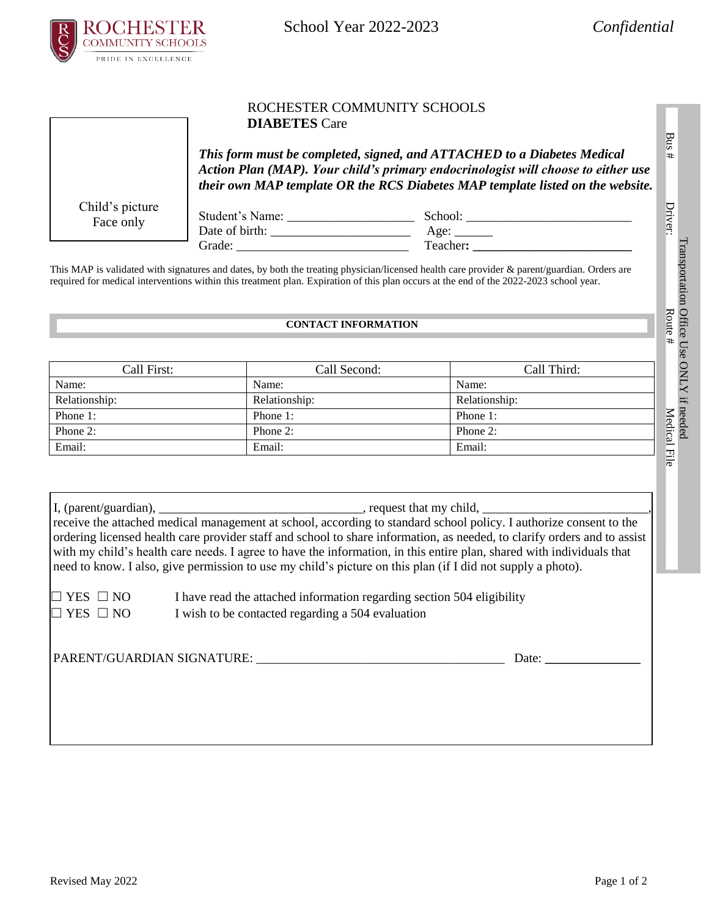School Year 2022-2023 *Confidential*

ROCHESTER COMMUNITY SCHOOLS
**DIABETES** Care

Child's picture
Face only

***This form must be completed, signed, and ATTACHED to a Diabetes Medical Action Plan (MAP). Your child's primary endocrinologist will choose to either use their own MAP template OR the RCS Diabetes MAP template listed on the website.***

Student's Name: ___________________ School: ________________________
Date of birth: _____________________ Age: ______
Grade: __________________________ Teacher: ________________________

Transportation Office Use ONLY if needed
Bus #
Driver:
Route #
Medical File

This MAP is validated with signatures and dates, by both the treating physician/licensed health care provider & parent/guardian. Orders are required for medical interventions within this treatment plan. Expiration of this plan occurs at the end of the 2022-2023 school year.

**CONTACT INFORMATION**

| Call First: | Call Second: | Call Third: |
|---|---|---|
| Name: | Name: | Name: |
| Relationship: | Relationship: | Relationship: |
| Phone 1: | Phone 1: | Phone 1: |
| Phone 2: | Phone 2: | Phone 2: |
| Email: | Email: | Email: |

I, (parent/guardian), ______________________________, request that my child, ________________________, receive the attached medical management at school, according to standard school policy. I authorize consent to the ordering licensed health care provider staff and school to share information, as needed, to clarify orders and to assist with my child's health care needs. I agree to have the information, in this entire plan, shared with individuals that need to know. I also, give permission to use my child's picture on this plan (if I did not supply a photo).

☐ YES ☐ NO I have read the attached information regarding section 504 eligibility
☐ YES ☐ NO I wish to be contacted regarding a 504 evaluation

PARENT/GUARDIAN SIGNATURE: ______________________________________ Date: _______________

Revised May 2022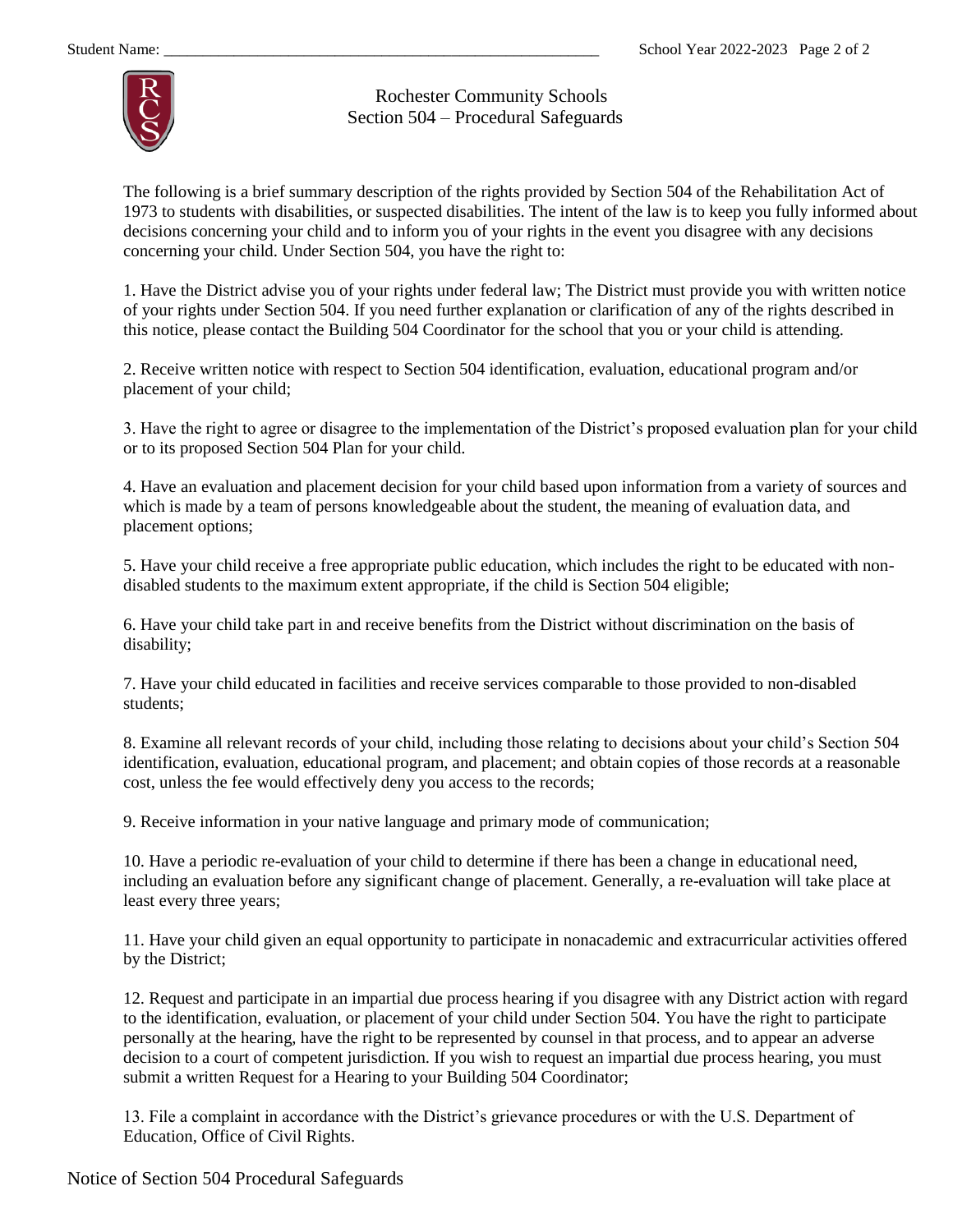Student Name: ___________________________________________

Rochester Community Schools
Section 504 – Procedural Safeguards

The following is a brief summary description of the rights provided by Section 504 of the Rehabilitation Act of 1973 to students with disabilities, or suspected disabilities. The intent of the law is to keep you fully informed about decisions concerning your child and to inform you of your rights in the event you disagree with any decisions concerning your child. Under Section 504, you have the right to:

1. Have the District advise you of your rights under federal law; The District must provide you with written notice of your rights under Section 504. If you need further explanation or clarification of any of the rights described in this notice, please contact the Building 504 Coordinator for the school that you or your child is attending.

2. Receive written notice with respect to Section 504 identification, evaluation, educational program and/or placement of your child;

3. Have the right to agree or disagree to the implementation of the District's proposed evaluation plan for your child or to its proposed Section 504 Plan for your child.

4. Have an evaluation and placement decision for your child based upon information from a variety of sources and which is made by a team of persons knowledgeable about the student, the meaning of evaluation data, and placement options;

5. Have your child receive a free appropriate public education, which includes the right to be educated with non-disabled students to the maximum extent appropriate, if the child is Section 504 eligible;

6. Have your child take part in and receive benefits from the District without discrimination on the basis of disability;

7. Have your child educated in facilities and receive services comparable to those provided to non-disabled students;

8. Examine all relevant records of your child, including those relating to decisions about your child's Section 504 identification, evaluation, educational program, and placement; and obtain copies of those records at a reasonable cost, unless the fee would effectively deny you access to the records;

9. Receive information in your native language and primary mode of communication;

10. Have a periodic re-evaluation of your child to determine if there has been a change in educational need, including an evaluation before any significant change of placement. Generally, a re-evaluation will take place at least every three years;

11. Have your child given an equal opportunity to participate in nonacademic and extracurricular activities offered by the District;

12. Request and participate in an impartial due process hearing if you disagree with any District action with regard to the identification, evaluation, or placement of your child under Section 504. You have the right to participate personally at the hearing, have the right to be represented by counsel in that process, and to appear an adverse decision to a court of competent jurisdiction. If you wish to request an impartial due process hearing, you must submit a written Request for a Hearing to your Building 504 Coordinator;

13. File a complaint in accordance with the District's grievance procedures or with the U.S. Department of Education, Office of Civil Rights.

Notice of Section 504 Procedural Safeguards